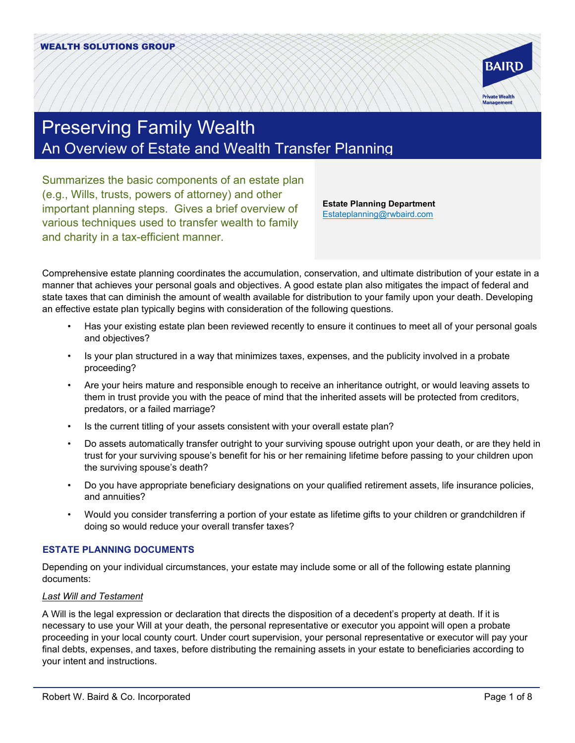WEALTH SOLUTIONS GROUP

BAIRD

Private Wealth Management

# Preserving Family Wealth

## An Overview of Estate and Wealth Transfer Planning

Summarizes the basic components of an estate plan (e.g., Wills, trusts, powers of attorney) and other important planning steps. Gives a brief overview of various techniques used to transfer wealth to family and charity in a tax-efficient manner.

**Estate Planning Department**
Estateplanning@rwbaird.com

Comprehensive estate planning coordinates the accumulation, conservation, and ultimate distribution of your estate in a manner that achieves your personal goals and objectives. A good estate plan also mitigates the impact of federal and state taxes that can diminish the amount of wealth available for distribution to your family upon your death. Developing an effective estate plan typically begins with consideration of the following questions.

- Has your existing estate plan been reviewed recently to ensure it continues to meet all of your personal goals and objectives?
- Is your plan structured in a way that minimizes taxes, expenses, and the publicity involved in a probate proceeding?
- Are your heirs mature and responsible enough to receive an inheritance outright, or would leaving assets to them in trust provide you with the peace of mind that the inherited assets will be protected from creditors, predators, or a failed marriage?
- Is the current titling of your assets consistent with your overall estate plan?
- Do assets automatically transfer outright to your surviving spouse outright upon your death, or are they held in trust for your surviving spouse's benefit for his or her remaining lifetime before passing to your children upon the surviving spouse's death?
- Do you have appropriate beneficiary designations on your qualified retirement assets, life insurance policies, and annuities?
- Would you consider transferring a portion of your estate as lifetime gifts to your children or grandchildren if doing so would reduce your overall transfer taxes?

### ESTATE PLANNING DOCUMENTS

Depending on your individual circumstances, your estate may include some or all of the following estate planning documents:

*Last Will and Testament*

A Will is the legal expression or declaration that directs the disposition of a decedent's property at death. If it is necessary to use your Will at your death, the personal representative or executor you appoint will open a probate proceeding in your local county court. Under court supervision, your personal representative or executor will pay your final debts, expenses, and taxes, before distributing the remaining assets in your estate to beneficiaries according to your intent and instructions.

Robert W. Baird & Co. Incorporated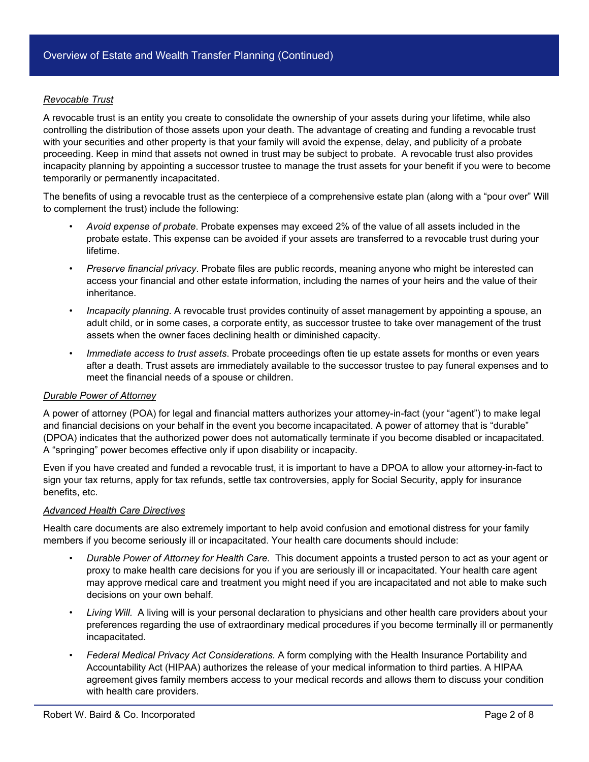## Overview of Estate and Wealth Transfer Planning (Continued)

*Revocable Trust*

A revocable trust is an entity you create to consolidate the ownership of your assets during your lifetime, while also controlling the distribution of those assets upon your death. The advantage of creating and funding a revocable trust with your securities and other property is that your family will avoid the expense, delay, and publicity of a probate proceeding. Keep in mind that assets not owned in trust may be subject to probate. A revocable trust also provides incapacity planning by appointing a successor trustee to manage the trust assets for your benefit if you were to become temporarily or permanently incapacitated.

The benefits of using a revocable trust as the centerpiece of a comprehensive estate plan (along with a "pour over" Will to complement the trust) include the following:

- *Avoid expense of probate*. Probate expenses may exceed 2% of the value of all assets included in the probate estate. This expense can be avoided if your assets are transferred to a revocable trust during your lifetime.
- *Preserve financial privacy*. Probate files are public records, meaning anyone who might be interested can access your financial and other estate information, including the names of your heirs and the value of their inheritance.
- *Incapacity planning*. A revocable trust provides continuity of asset management by appointing a spouse, an adult child, or in some cases, a corporate entity, as successor trustee to take over management of the trust assets when the owner faces declining health or diminished capacity.
- *Immediate access to trust assets*. Probate proceedings often tie up estate assets for months or even years after a death. Trust assets are immediately available to the successor trustee to pay funeral expenses and to meet the financial needs of a spouse or children.

*Durable Power of Attorney*

A power of attorney (POA) for legal and financial matters authorizes your attorney-in-fact (your "agent") to make legal and financial decisions on your behalf in the event you become incapacitated. A power of attorney that is "durable" (DPOA) indicates that the authorized power does not automatically terminate if you become disabled or incapacitated. A "springing" power becomes effective only if upon disability or incapacity.

Even if you have created and funded a revocable trust, it is important to have a DPOA to allow your attorney-in-fact to sign your tax returns, apply for tax refunds, settle tax controversies, apply for Social Security, apply for insurance benefits, etc.

*Advanced Health Care Directives*

Health care documents are also extremely important to help avoid confusion and emotional distress for your family members if you become seriously ill or incapacitated. Your health care documents should include:

- *Durable Power of Attorney for Health Care.* This document appoints a trusted person to act as your agent or proxy to make health care decisions for you if you are seriously ill or incapacitated. Your health care agent may approve medical care and treatment you might need if you are incapacitated and not able to make such decisions on your own behalf.
- *Living Will.* A living will is your personal declaration to physicians and other health care providers about your preferences regarding the use of extraordinary medical procedures if you become terminally ill or permanently incapacitated.
- *Federal Medical Privacy Act Considerations.* A form complying with the Health Insurance Portability and Accountability Act (HIPAA) authorizes the release of your medical information to third parties. A HIPAA agreement gives family members access to your medical records and allows them to discuss your condition with health care providers.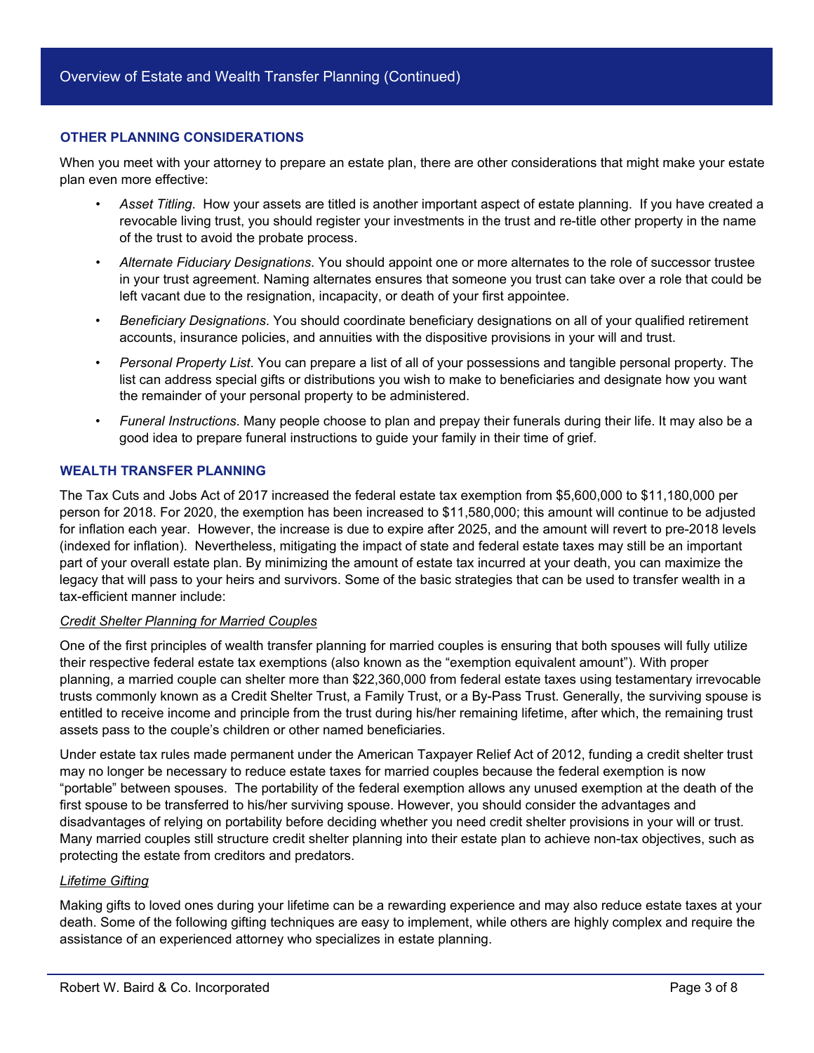## OTHER PLANNING CONSIDERATIONS

When you meet with your attorney to prepare an estate plan, there are other considerations that might make your estate plan even more effective:

- *Asset Titling*. How your assets are titled is another important aspect of estate planning. If you have created a revocable living trust, you should register your investments in the trust and re-title other property in the name of the trust to avoid the probate process.
- *Alternate Fiduciary Designations*. You should appoint one or more alternates to the role of successor trustee in your trust agreement. Naming alternates ensures that someone you trust can take over a role that could be left vacant due to the resignation, incapacity, or death of your first appointee.
- *Beneficiary Designations*. You should coordinate beneficiary designations on all of your qualified retirement accounts, insurance policies, and annuities with the dispositive provisions in your will and trust.
- *Personal Property List*. You can prepare a list of all of your possessions and tangible personal property. The list can address special gifts or distributions you wish to make to beneficiaries and designate how you want the remainder of your personal property to be administered.
- *Funeral Instructions*. Many people choose to plan and prepay their funerals during their life. It may also be a good idea to prepare funeral instructions to guide your family in their time of grief.

## WEALTH TRANSFER PLANNING

The Tax Cuts and Jobs Act of 2017 increased the federal estate tax exemption from $5,600,000 to $11,180,000 per person for 2018. For 2020, the exemption has been increased to $11,580,000; this amount will continue to be adjusted for inflation each year. However, the increase is due to expire after 2025, and the amount will revert to pre-2018 levels (indexed for inflation). Nevertheless, mitigating the impact of state and federal estate taxes may still be an important part of your overall estate plan. By minimizing the amount of estate tax incurred at your death, you can maximize the legacy that will pass to your heirs and survivors. Some of the basic strategies that can be used to transfer wealth in a tax-efficient manner include:

### Credit Shelter Planning for Married Couples

One of the first principles of wealth transfer planning for married couples is ensuring that both spouses will fully utilize their respective federal estate tax exemptions (also known as the "exemption equivalent amount"). With proper planning, a married couple can shelter more than $22,360,000 from federal estate taxes using testamentary irrevocable trusts commonly known as a Credit Shelter Trust, a Family Trust, or a By-Pass Trust. Generally, the surviving spouse is entitled to receive income and principle from the trust during his/her remaining lifetime, after which, the remaining trust assets pass to the couple's children or other named beneficiaries.

Under estate tax rules made permanent under the American Taxpayer Relief Act of 2012, funding a credit shelter trust may no longer be necessary to reduce estate taxes for married couples because the federal exemption is now "portable" between spouses. The portability of the federal exemption allows any unused exemption at the death of the first spouse to be transferred to his/her surviving spouse. However, you should consider the advantages and disadvantages of relying on portability before deciding whether you need credit shelter provisions in your will or trust. Many married couples still structure credit shelter planning into their estate plan to achieve non-tax objectives, such as protecting the estate from creditors and predators.

### Lifetime Gifting

Making gifts to loved ones during your lifetime can be a rewarding experience and may also reduce estate taxes at your death. Some of the following gifting techniques are easy to implement, while others are highly complex and require the assistance of an experienced attorney who specializes in estate planning.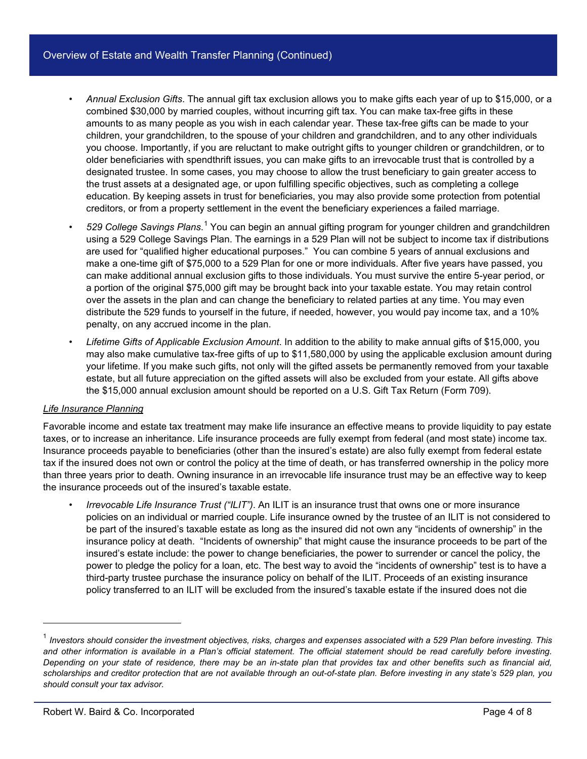- *Annual Exclusion Gifts*. The annual gift tax exclusion allows you to make gifts each year of up to $15,000, or a combined $30,000 by married couples, without incurring gift tax. You can make tax-free gifts in these amounts to as many people as you wish in each calendar year. These tax-free gifts can be made to your children, your grandchildren, to the spouse of your children and grandchildren, and to any other individuals you choose. Importantly, if you are reluctant to make outright gifts to younger children or grandchildren, or to older beneficiaries with spendthrift issues, you can make gifts to an irrevocable trust that is controlled by a designated trustee. In some cases, you may choose to allow the trust beneficiary to gain greater access to the trust assets at a designated age, or upon fulfilling specific objectives, such as completing a college education. By keeping assets in trust for beneficiaries, you may also provide some protection from potential creditors, or from a property settlement in the event the beneficiary experiences a failed marriage.
- *529 College Savings Plans*.[1] You can begin an annual gifting program for younger children and grandchildren using a 529 College Savings Plan. The earnings in a 529 Plan will not be subject to income tax if distributions are used for "qualified higher educational purposes." You can combine 5 years of annual exclusions and make a one-time gift of $75,000 to a 529 Plan for one or more individuals. After five years have passed, you can make additional annual exclusion gifts to those individuals. You must survive the entire 5-year period, or a portion of the original $75,000 gift may be brought back into your taxable estate. You may retain control over the assets in the plan and can change the beneficiary to related parties at any time. You may even distribute the 529 funds to yourself in the future, if needed, however, you would pay income tax, and a 10% penalty, on any accrued income in the plan.
- *Lifetime Gifts of Applicable Exclusion Amount*. In addition to the ability to make annual gifts of $15,000, you may also make cumulative tax-free gifts of up to $11,580,000 by using the applicable exclusion amount during your lifetime. If you make such gifts, not only will the gifted assets be permanently removed from your taxable estate, but all future appreciation on the gifted assets will also be excluded from your estate. All gifts above the $15,000 annual exclusion amount should be reported on a U.S. Gift Tax Return (Form 709).

<u>Life Insurance Planning</u>

Favorable income and estate tax treatment may make life insurance an effective means to provide liquidity to pay estate taxes, or to increase an inheritance. Life insurance proceeds are fully exempt from federal (and most state) income tax. Insurance proceeds payable to beneficiaries (other than the insured's estate) are also fully exempt from federal estate tax if the insured does not own or control the policy at the time of death, or has transferred ownership in the policy more than three years prior to death. Owning insurance in an irrevocable life insurance trust may be an effective way to keep the insurance proceeds out of the insured's taxable estate.

- *Irrevocable Life Insurance Trust ("ILIT")*. An ILIT is an insurance trust that owns one or more insurance policies on an individual or married couple. Life insurance owned by the trustee of an ILIT is not considered to be part of the insured's taxable estate as long as the insured did not own any "incidents of ownership" in the insurance policy at death. "Incidents of ownership" that might cause the insurance proceeds to be part of the insured's estate include: the power to change beneficiaries, the power to surrender or cancel the policy, the power to pledge the policy for a loan, etc. The best way to avoid the "incidents of ownership" test is to have a third-party trustee purchase the insurance policy on behalf of the ILIT. Proceeds of an existing insurance policy transferred to an ILIT will be excluded from the insured's taxable estate if the insured does not die

---

[1] *Investors should consider the investment objectives, risks, charges and expenses associated with a 529 Plan before investing. This and other information is available in a Plan's official statement. The official statement should be read carefully before investing. Depending on your state of residence, there may be an in-state plan that provides tax and other benefits such as financial aid, scholarships and creditor protection that are not available through an out-of-state plan. Before investing in any state's 529 plan, you should consult your tax advisor.*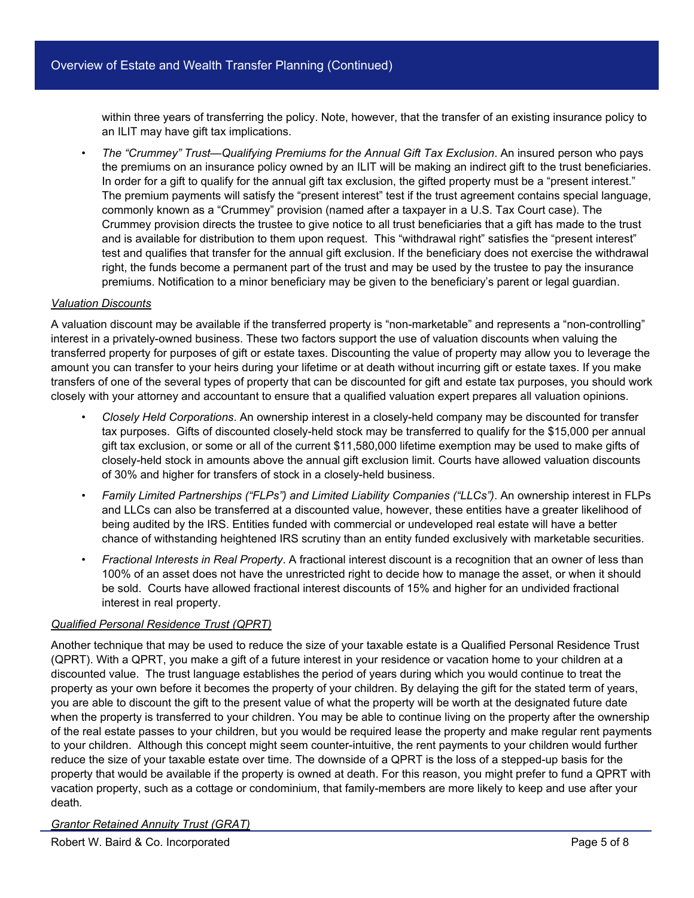within three years of transferring the policy. Note, however, that the transfer of an existing insurance policy to an ILIT may have gift tax implications.

- *The "Crummey" Trust—Qualifying Premiums for the Annual Gift Tax Exclusion*. An insured person who pays the premiums on an insurance policy owned by an ILIT will be making an indirect gift to the trust beneficiaries. In order for a gift to qualify for the annual gift tax exclusion, the gifted property must be a "present interest." The premium payments will satisfy the "present interest" test if the trust agreement contains special language, commonly known as a "Crummey" provision (named after a taxpayer in a U.S. Tax Court case). The Crummey provision directs the trustee to give notice to all trust beneficiaries that a gift has made to the trust and is available for distribution to them upon request. This "withdrawal right" satisfies the "present interest" test and qualifies that transfer for the annual gift exclusion. If the beneficiary does not exercise the withdrawal right, the funds become a permanent part of the trust and may be used by the trustee to pay the insurance premiums. Notification to a minor beneficiary may be given to the beneficiary's parent or legal guardian.

*Valuation Discounts*

A valuation discount may be available if the transferred property is "non-marketable" and represents a "non-controlling" interest in a privately-owned business. These two factors support the use of valuation discounts when valuing the transferred property for purposes of gift or estate taxes. Discounting the value of property may allow you to leverage the amount you can transfer to your heirs during your lifetime or at death without incurring gift or estate taxes. If you make transfers of one of the several types of property that can be discounted for gift and estate tax purposes, you should work closely with your attorney and accountant to ensure that a qualified valuation expert prepares all valuation opinions.

- *Closely Held Corporations*. An ownership interest in a closely-held company may be discounted for transfer tax purposes. Gifts of discounted closely-held stock may be transferred to qualify for the $15,000 per annual gift tax exclusion, or some or all of the current $11,580,000 lifetime exemption may be used to make gifts of closely-held stock in amounts above the annual gift exclusion limit. Courts have allowed valuation discounts of 30% and higher for transfers of stock in a closely-held business.
- *Family Limited Partnerships ("FLPs") and Limited Liability Companies ("LLCs")*. An ownership interest in FLPs and LLCs can also be transferred at a discounted value, however, these entities have a greater likelihood of being audited by the IRS. Entities funded with commercial or undeveloped real estate will have a better chance of withstanding heightened IRS scrutiny than an entity funded exclusively with marketable securities.
- *Fractional Interests in Real Property*. A fractional interest discount is a recognition that an owner of less than 100% of an asset does not have the unrestricted right to decide how to manage the asset, or when it should be sold. Courts have allowed fractional interest discounts of 15% and higher for an undivided fractional interest in real property.

*Qualified Personal Residence Trust (QPRT)*

Another technique that may be used to reduce the size of your taxable estate is a Qualified Personal Residence Trust (QPRT). With a QPRT, you make a gift of a future interest in your residence or vacation home to your children at a discounted value. The trust language establishes the period of years during which you would continue to treat the property as your own before it becomes the property of your children. By delaying the gift for the stated term of years, you are able to discount the gift to the present value of what the property will be worth at the designated future date when the property is transferred to your children. You may be able to continue living on the property after the ownership of the real estate passes to your children, but you would be required lease the property and make regular rent payments to your children. Although this concept might seem counter-intuitive, the rent payments to your children would further reduce the size of your taxable estate over time. The downside of a QPRT is the loss of a stepped-up basis for the property that would be available if the property is owned at death. For this reason, you might prefer to fund a QPRT with vacation property, such as a cottage or condominium, that family-members are more likely to keep and use after your death.

*Grantor Retained Annuity Trust (GRAT)*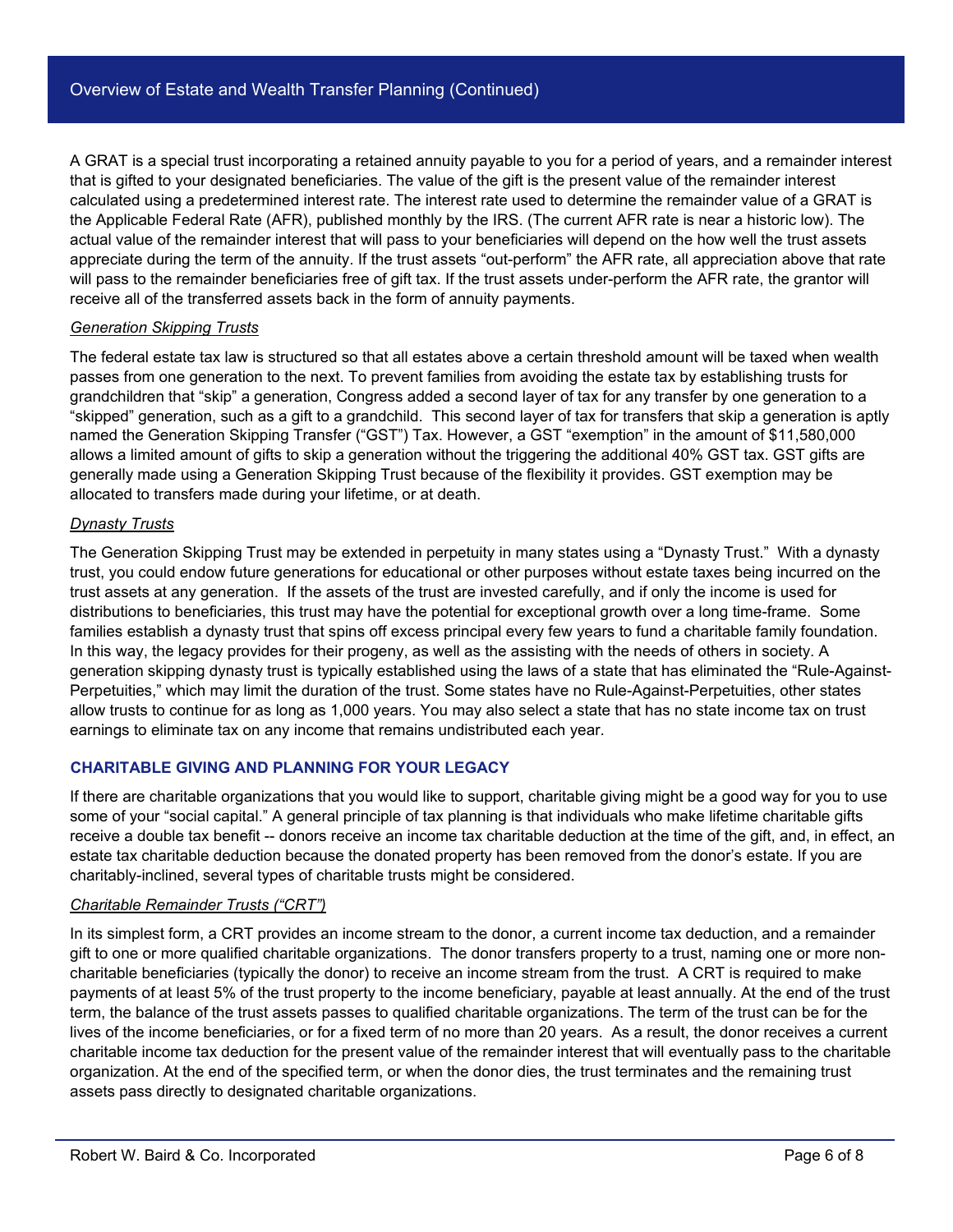A GRAT is a special trust incorporating a retained annuity payable to you for a period of years, and a remainder interest that is gifted to your designated beneficiaries. The value of the gift is the present value of the remainder interest calculated using a predetermined interest rate. The interest rate used to determine the remainder value of a GRAT is the Applicable Federal Rate (AFR), published monthly by the IRS. (The current AFR rate is near a historic low). The actual value of the remainder interest that will pass to your beneficiaries will depend on the how well the trust assets appreciate during the term of the annuity. If the trust assets "out-perform" the AFR rate, all appreciation above that rate will pass to the remainder beneficiaries free of gift tax. If the trust assets under-perform the AFR rate, the grantor will receive all of the transferred assets back in the form of annuity payments.

*Generation Skipping Trusts*

The federal estate tax law is structured so that all estates above a certain threshold amount will be taxed when wealth passes from one generation to the next. To prevent families from avoiding the estate tax by establishing trusts for grandchildren that "skip" a generation, Congress added a second layer of tax for any transfer by one generation to a "skipped" generation, such as a gift to a grandchild. This second layer of tax for transfers that skip a generation is aptly named the Generation Skipping Transfer ("GST") Tax. However, a GST "exemption" in the amount of $11,580,000 allows a limited amount of gifts to skip a generation without the triggering the additional 40% GST tax. GST gifts are generally made using a Generation Skipping Trust because of the flexibility it provides. GST exemption may be allocated to transfers made during your lifetime, or at death.

*Dynasty Trusts*

The Generation Skipping Trust may be extended in perpetuity in many states using a "Dynasty Trust." With a dynasty trust, you could endow future generations for educational or other purposes without estate taxes being incurred on the trust assets at any generation. If the assets of the trust are invested carefully, and if only the income is used for distributions to beneficiaries, this trust may have the potential for exceptional growth over a long time-frame. Some families establish a dynasty trust that spins off excess principal every few years to fund a charitable family foundation. In this way, the legacy provides for their progeny, as well as the assisting with the needs of others in society. A generation skipping dynasty trust is typically established using the laws of a state that has eliminated the "Rule-Against-Perpetuities," which may limit the duration of the trust. Some states have no Rule-Against-Perpetuities, other states allow trusts to continue for as long as 1,000 years. You may also select a state that has no state income tax on trust earnings to eliminate tax on any income that remains undistributed each year.

## CHARITABLE GIVING AND PLANNING FOR YOUR LEGACY

If there are charitable organizations that you would like to support, charitable giving might be a good way for you to use some of your "social capital." A general principle of tax planning is that individuals who make lifetime charitable gifts receive a double tax benefit -- donors receive an income tax charitable deduction at the time of the gift, and, in effect, an estate tax charitable deduction because the donated property has been removed from the donor's estate. If you are charitably-inclined, several types of charitable trusts might be considered.

*Charitable Remainder Trusts ("CRT")*

In its simplest form, a CRT provides an income stream to the donor, a current income tax deduction, and a remainder gift to one or more qualified charitable organizations. The donor transfers property to a trust, naming one or more non-charitable beneficiaries (typically the donor) to receive an income stream from the trust. A CRT is required to make payments of at least 5% of the trust property to the income beneficiary, payable at least annually. At the end of the trust term, the balance of the trust assets passes to qualified charitable organizations. The term of the trust can be for the lives of the income beneficiaries, or for a fixed term of no more than 20 years. As a result, the donor receives a current charitable income tax deduction for the present value of the remainder interest that will eventually pass to the charitable organization. At the end of the specified term, or when the donor dies, the trust terminates and the remaining trust assets pass directly to designated charitable organizations.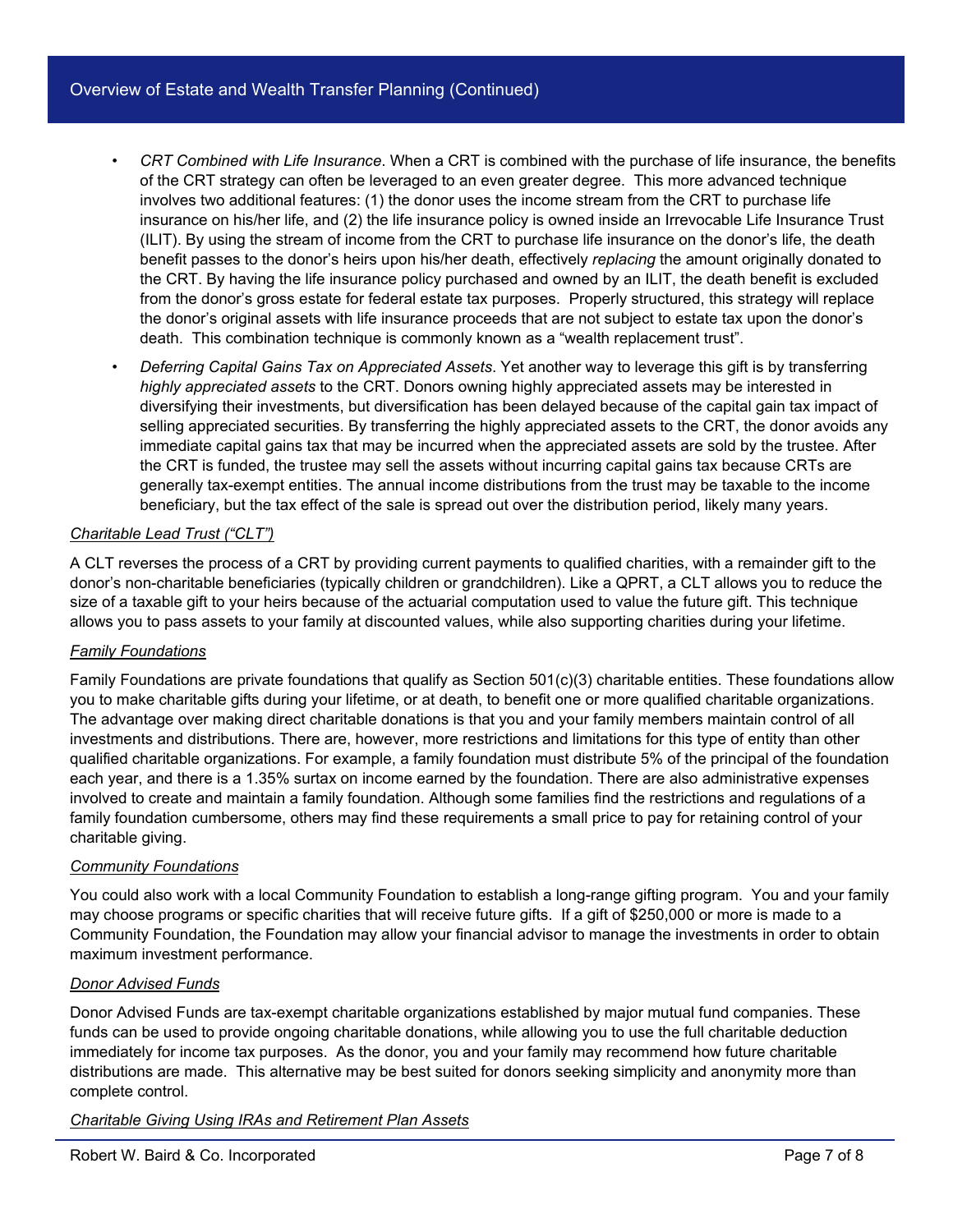- *CRT Combined with Life Insurance*. When a CRT is combined with the purchase of life insurance, the benefits of the CRT strategy can often be leveraged to an even greater degree. This more advanced technique involves two additional features: (1) the donor uses the income stream from the CRT to purchase life insurance on his/her life, and (2) the life insurance policy is owned inside an Irrevocable Life Insurance Trust (ILIT). By using the stream of income from the CRT to purchase life insurance on the donor's life, the death benefit passes to the donor's heirs upon his/her death, effectively *replacing* the amount originally donated to the CRT. By having the life insurance policy purchased and owned by an ILIT, the death benefit is excluded from the donor's gross estate for federal estate tax purposes. Properly structured, this strategy will replace the donor's original assets with life insurance proceeds that are not subject to estate tax upon the donor's death. This combination technique is commonly known as a "wealth replacement trust".
- *Deferring Capital Gains Tax on Appreciated Assets*. Yet another way to leverage this gift is by transferring *highly appreciated assets* to the CRT. Donors owning highly appreciated assets may be interested in diversifying their investments, but diversification has been delayed because of the capital gain tax impact of selling appreciated securities. By transferring the highly appreciated assets to the CRT, the donor avoids any immediate capital gains tax that may be incurred when the appreciated assets are sold by the trustee. After the CRT is funded, the trustee may sell the assets without incurring capital gains tax because CRTs are generally tax-exempt entities. The annual income distributions from the trust may be taxable to the income beneficiary, but the tax effect of the sale is spread out over the distribution period, likely many years.

*Charitable Lead Trust ("CLT")*

A CLT reverses the process of a CRT by providing current payments to qualified charities, with a remainder gift to the donor's non-charitable beneficiaries (typically children or grandchildren). Like a QPRT, a CLT allows you to reduce the size of a taxable gift to your heirs because of the actuarial computation used to value the future gift. This technique allows you to pass assets to your family at discounted values, while also supporting charities during your lifetime.

*Family Foundations*

Family Foundations are private foundations that qualify as Section 501(c)(3) charitable entities. These foundations allow you to make charitable gifts during your lifetime, or at death, to benefit one or more qualified charitable organizations. The advantage over making direct charitable donations is that you and your family members maintain control of all investments and distributions. There are, however, more restrictions and limitations for this type of entity than other qualified charitable organizations. For example, a family foundation must distribute 5% of the principal of the foundation each year, and there is a 1.35% surtax on income earned by the foundation. There are also administrative expenses involved to create and maintain a family foundation. Although some families find the restrictions and regulations of a family foundation cumbersome, others may find these requirements a small price to pay for retaining control of your charitable giving.

*Community Foundations*

You could also work with a local Community Foundation to establish a long-range gifting program. You and your family may choose programs or specific charities that will receive future gifts. If a gift of $250,000 or more is made to a Community Foundation, the Foundation may allow your financial advisor to manage the investments in order to obtain maximum investment performance.

*Donor Advised Funds*

Donor Advised Funds are tax-exempt charitable organizations established by major mutual fund companies. These funds can be used to provide ongoing charitable donations, while allowing you to use the full charitable deduction immediately for income tax purposes. As the donor, you and your family may recommend how future charitable distributions are made. This alternative may be best suited for donors seeking simplicity and anonymity more than complete control.

*Charitable Giving Using IRAs and Retirement Plan Assets*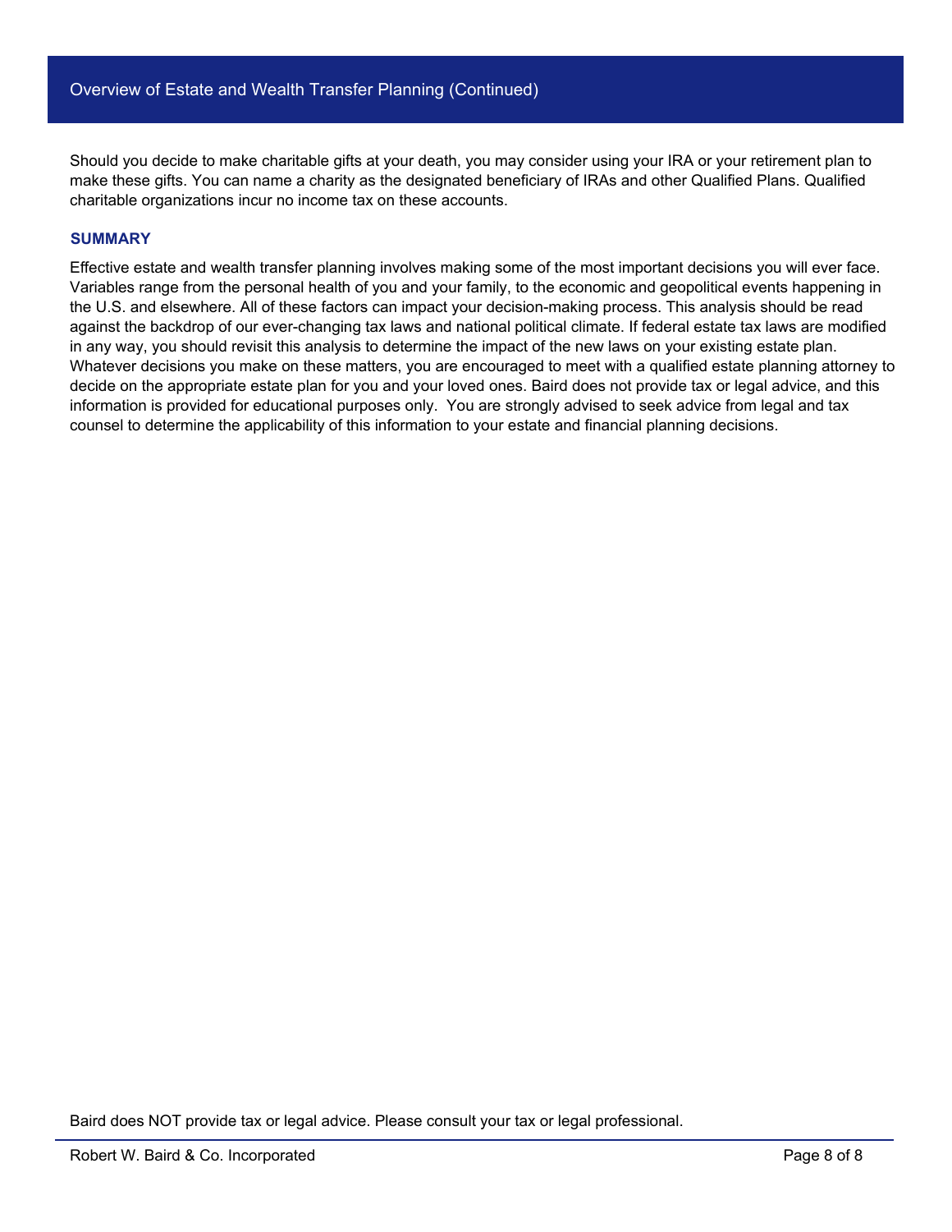Should you decide to make charitable gifts at your death, you may consider using your IRA or your retirement plan to make these gifts. You can name a charity as the designated beneficiary of IRAs and other Qualified Plans. Qualified charitable organizations incur no income tax on these accounts.

### SUMMARY

Effective estate and wealth transfer planning involves making some of the most important decisions you will ever face. Variables range from the personal health of you and your family, to the economic and geopolitical events happening in the U.S. and elsewhere. All of these factors can impact your decision-making process. This analysis should be read against the backdrop of our ever-changing tax laws and national political climate. If federal estate tax laws are modified in any way, you should revisit this analysis to determine the impact of the new laws on your existing estate plan. Whatever decisions you make on these matters, you are encouraged to meet with a qualified estate planning attorney to decide on the appropriate estate plan for you and your loved ones. Baird does not provide tax or legal advice, and this information is provided for educational purposes only. You are strongly advised to seek advice from legal and tax counsel to determine the applicability of this information to your estate and financial planning decisions.